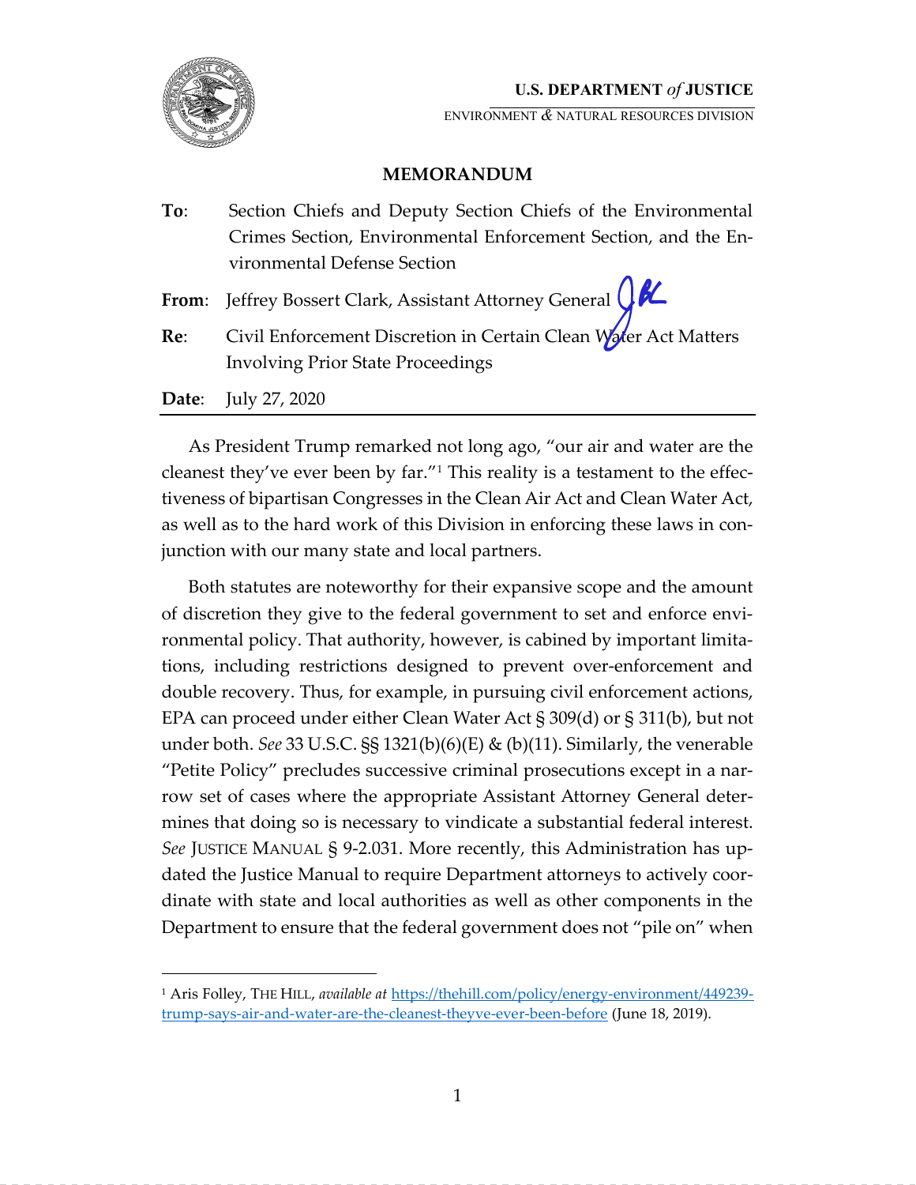**U.S. DEPARTMENT *of* JUSTICE**

ENVIRONMENT & NATURAL RESOURCES DIVISION

# MEMORANDUM

**To**: Section Chiefs and Deputy Section Chiefs of the Environmental Crimes Section, Environmental Enforcement Section, and the Environmental Defense Section

**From**: Jeffrey Bossert Clark, Assistant Attorney General

**Re**: Civil Enforcement Discretion in Certain Clean Water Act Matters Involving Prior State Proceedings

**Date**: July 27, 2020

---

As President Trump remarked not long ago, "our air and water are the cleanest they've ever been by far."[1] This reality is a testament to the effectiveness of bipartisan Congresses in the Clean Air Act and Clean Water Act, as well as to the hard work of this Division in enforcing these laws in conjunction with our many state and local partners.

Both statutes are noteworthy for their expansive scope and the amount of discretion they give to the federal government to set and enforce environmental policy. That authority, however, is cabined by important limitations, including restrictions designed to prevent over-enforcement and double recovery. Thus, for example, in pursuing civil enforcement actions, EPA can proceed under either Clean Water Act § 309(d) or § 311(b), but not under both. *See* 33 U.S.C. §§ 1321(b)(6)(E) & (b)(11). Similarly, the venerable "Petite Policy" precludes successive criminal prosecutions except in a narrow set of cases where the appropriate Assistant Attorney General determines that doing so is necessary to vindicate a substantial federal interest. *See* JUSTICE MANUAL § 9-2.031. More recently, this Administration has updated the Justice Manual to require Department attorneys to actively coordinate with state and local authorities as well as other components in the Department to ensure that the federal government does not "pile on" when

---

[1] Aris Folley, THE HILL, *available at* https://thehill.com/policy/energy-environment/449239-trump-says-air-and-water-are-the-cleanest-theyve-ever-been-before (June 18, 2019).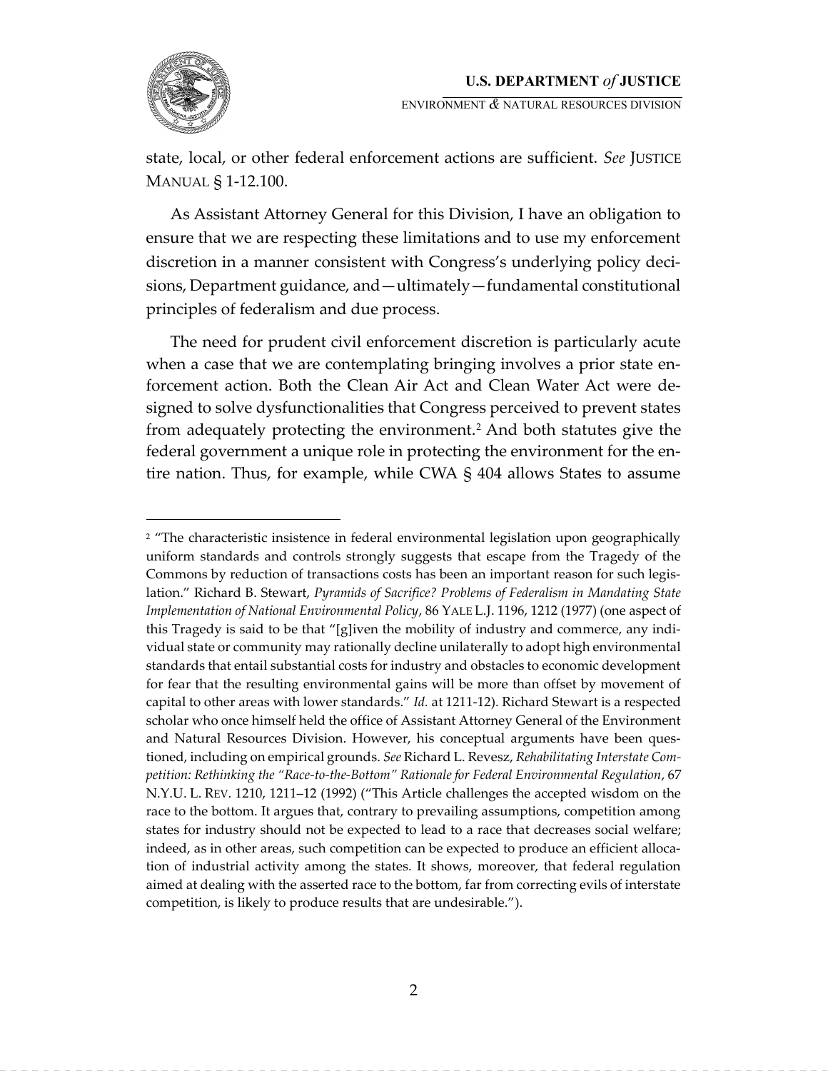state, local, or other federal enforcement actions are sufficient. *See* JUSTICE MANUAL § 1-12.100.

As Assistant Attorney General for this Division, I have an obligation to ensure that we are respecting these limitations and to use my enforcement discretion in a manner consistent with Congress's underlying policy decisions, Department guidance, and—ultimately—fundamental constitutional principles of federalism and due process.

The need for prudent civil enforcement discretion is particularly acute when a case that we are contemplating bringing involves a prior state enforcement action. Both the Clean Air Act and Clean Water Act were designed to solve dysfunctionalities that Congress perceived to prevent states from adequately protecting the environment.[2] And both statutes give the federal government a unique role in protecting the environment for the entire nation. Thus, for example, while CWA § 404 allows States to assume

---

[2] "The characteristic insistence in federal environmental legislation upon geographically uniform standards and controls strongly suggests that escape from the Tragedy of the Commons by reduction of transactions costs has been an important reason for such legislation." Richard B. Stewart, *Pyramids of Sacrifice? Problems of Federalism in Mandating State Implementation of National Environmental Policy*, 86 YALE L.J. 1196, 1212 (1977) (one aspect of this Tragedy is said to be that "[g]iven the mobility of industry and commerce, any individual state or community may rationally decline unilaterally to adopt high environmental standards that entail substantial costs for industry and obstacles to economic development for fear that the resulting environmental gains will be more than offset by movement of capital to other areas with lower standards." *Id.* at 1211-12). Richard Stewart is a respected scholar who once himself held the office of Assistant Attorney General of the Environment and Natural Resources Division. However, his conceptual arguments have been questioned, including on empirical grounds. *See* Richard L. Revesz, *Rehabilitating Interstate Competition: Rethinking the "Race-to-the-Bottom" Rationale for Federal Environmental Regulation*, 67 N.Y.U. L. REV. 1210, 1211–12 (1992) ("This Article challenges the accepted wisdom on the race to the bottom. It argues that, contrary to prevailing assumptions, competition among states for industry should not be expected to lead to a race that decreases social welfare; indeed, as in other areas, such competition can be expected to produce an efficient allocation of industrial activity among the states. It shows, moreover, that federal regulation aimed at dealing with the asserted race to the bottom, far from correcting evils of interstate competition, is likely to produce results that are undesirable.").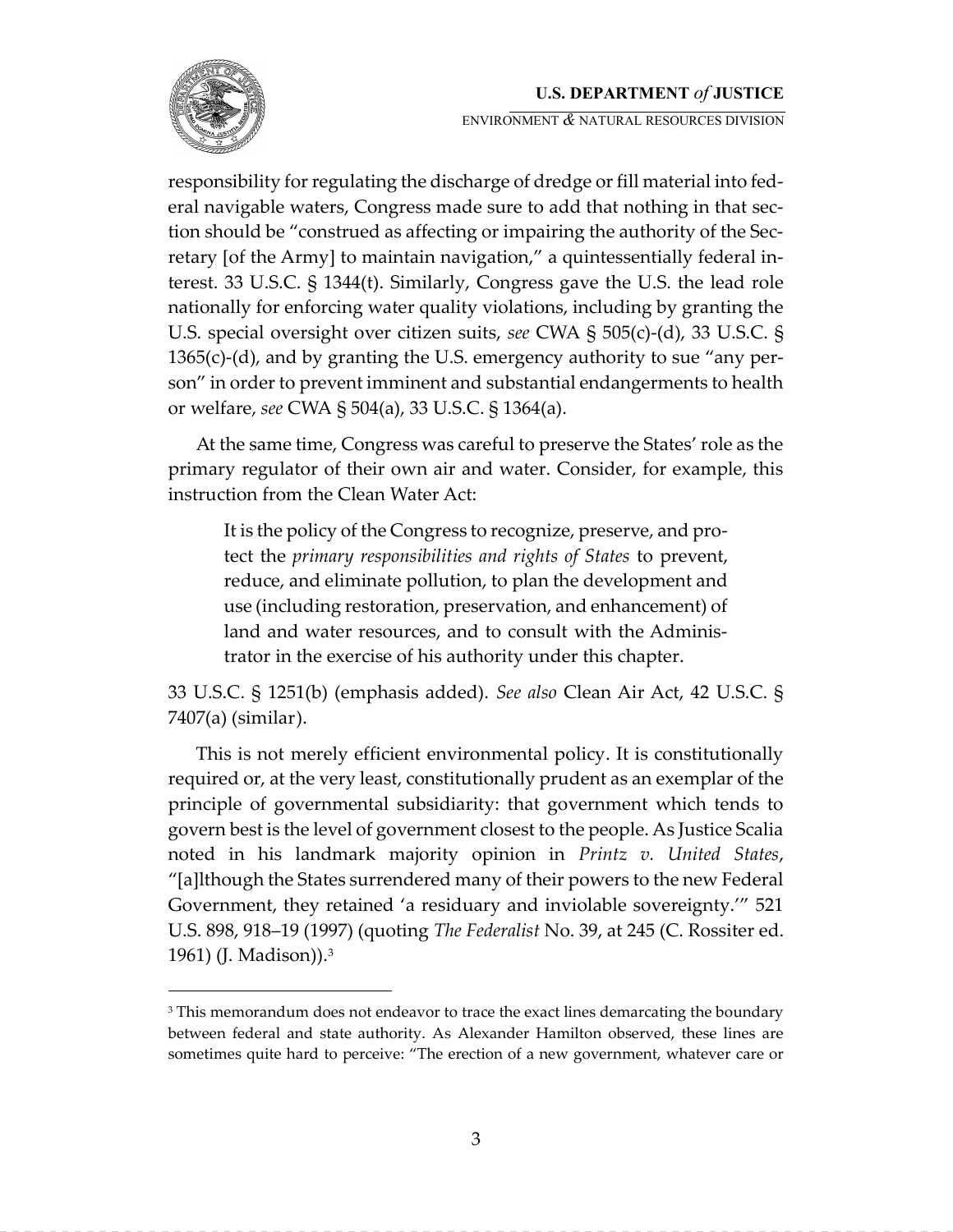responsibility for regulating the discharge of dredge or fill material into federal navigable waters, Congress made sure to add that nothing in that section should be "construed as affecting or impairing the authority of the Secretary [of the Army] to maintain navigation," a quintessentially federal interest. 33 U.S.C. § 1344(t). Similarly, Congress gave the U.S. the lead role nationally for enforcing water quality violations, including by granting the U.S. special oversight over citizen suits, *see* CWA § 505(c)-(d), 33 U.S.C. § 1365(c)-(d), and by granting the U.S. emergency authority to sue "any person" in order to prevent imminent and substantial endangerments to health or welfare, *see* CWA § 504(a), 33 U.S.C. § 1364(a).

At the same time, Congress was careful to preserve the States' role as the primary regulator of their own air and water. Consider, for example, this instruction from the Clean Water Act:

> It is the policy of the Congress to recognize, preserve, and protect the *primary responsibilities and rights of States* to prevent, reduce, and eliminate pollution, to plan the development and use (including restoration, preservation, and enhancement) of land and water resources, and to consult with the Administrator in the exercise of his authority under this chapter.

33 U.S.C. § 1251(b) (emphasis added). *See also* Clean Air Act, 42 U.S.C. § 7407(a) (similar).

This is not merely efficient environmental policy. It is constitutionally required or, at the very least, constitutionally prudent as an exemplar of the principle of governmental subsidiarity: that government which tends to govern best is the level of government closest to the people. As Justice Scalia noted in his landmark majority opinion in *Printz v. United States*, "[a]lthough the States surrendered many of their powers to the new Federal Government, they retained 'a residuary and inviolable sovereignty.'" 521 U.S. 898, 918–19 (1997) (quoting *The Federalist* No. 39, at 245 (C. Rossiter ed. 1961) (J. Madison)).[3]

---

[3] This memorandum does not endeavor to trace the exact lines demarcating the boundary between federal and state authority. As Alexander Hamilton observed, these lines are sometimes quite hard to perceive: "The erection of a new government, whatever care or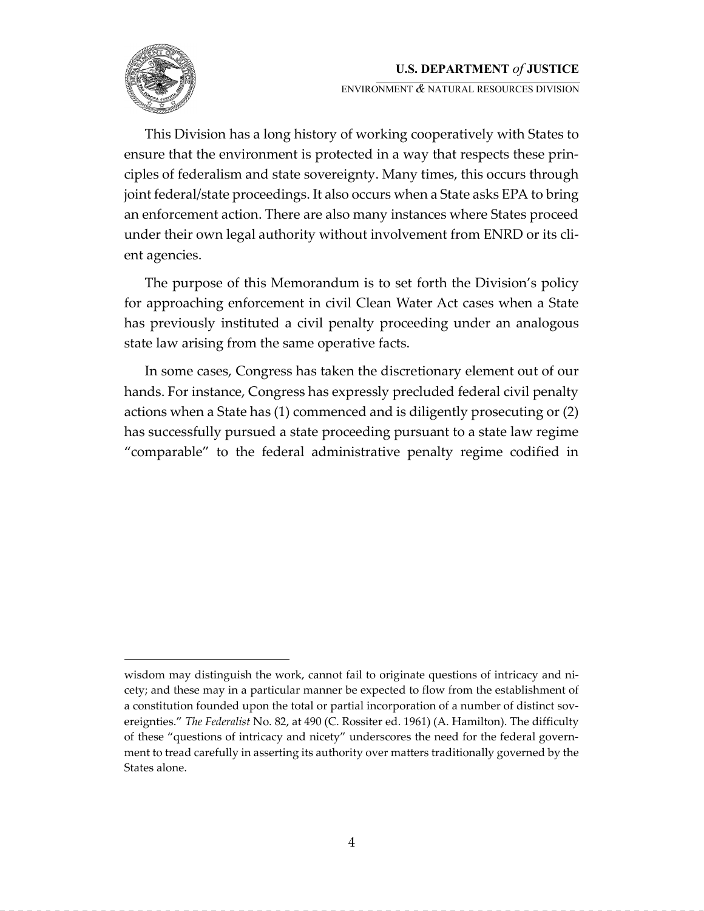This Division has a long history of working cooperatively with States to ensure that the environment is protected in a way that respects these principles of federalism and state sovereignty. Many times, this occurs through joint federal/state proceedings. It also occurs when a State asks EPA to bring an enforcement action. There are also many instances where States proceed under their own legal authority without involvement from ENRD or its client agencies.

The purpose of this Memorandum is to set forth the Division's policy for approaching enforcement in civil Clean Water Act cases when a State has previously instituted a civil penalty proceeding under an analogous state law arising from the same operative facts.

In some cases, Congress has taken the discretionary element out of our hands. For instance, Congress has expressly precluded federal civil penalty actions when a State has (1) commenced and is diligently prosecuting or (2) has successfully pursued a state proceeding pursuant to a state law regime "comparable" to the federal administrative penalty regime codified in

---

wisdom may distinguish the work, cannot fail to originate questions of intricacy and nicety; and these may in a particular manner be expected to flow from the establishment of a constitution founded upon the total or partial incorporation of a number of distinct sovereignties." *The Federalist* No. 82, at 490 (C. Rossiter ed. 1961) (A. Hamilton). The difficulty of these "questions of intricacy and nicety" underscores the need for the federal government to tread carefully in asserting its authority over matters traditionally governed by the States alone.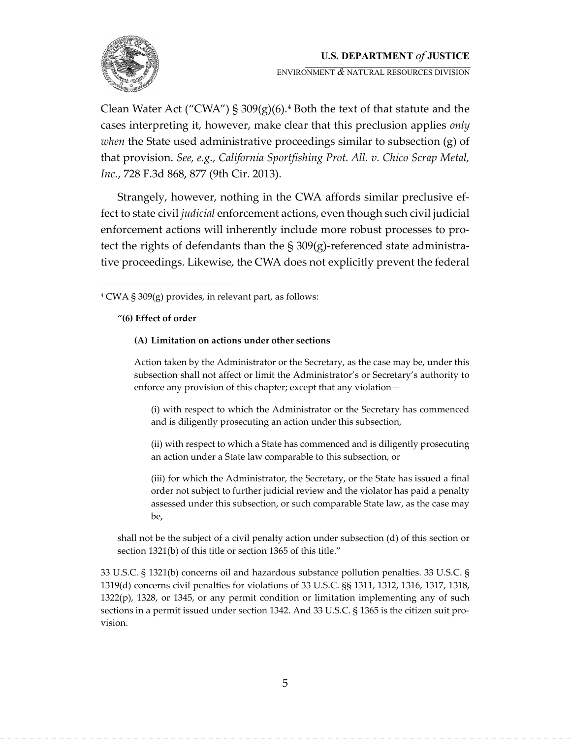Clean Water Act ("CWA") § 309(g)(6).[4] Both the text of that statute and the cases interpreting it, however, make clear that this preclusion applies *only when* the State used administrative proceedings similar to subsection (g) of that provision. *See, e.g.*, *California Sportfishing Prot. All. v. Chico Scrap Metal, Inc.*, 728 F.3d 868, 877 (9th Cir. 2013).

Strangely, however, nothing in the CWA affords similar preclusive effect to state civil *judicial* enforcement actions, even though such civil judicial enforcement actions will inherently include more robust processes to protect the rights of defendants than the § 309(g)-referenced state administrative proceedings. Likewise, the CWA does not explicitly prevent the federal

---

[4] CWA § 309(g) provides, in relevant part, as follows:

> **"(6) Effect of order**
>
> > **(A) Limitation on actions under other sections**
> >
> > Action taken by the Administrator or the Secretary, as the case may be, under this subsection shall not affect or limit the Administrator's or Secretary's authority to enforce any provision of this chapter; except that any violation—
> >
> > > (i) with respect to which the Administrator or the Secretary has commenced and is diligently prosecuting an action under this subsection,
> > >
> > > (ii) with respect to which a State has commenced and is diligently prosecuting an action under a State law comparable to this subsection, or
> > >
> > > (iii) for which the Administrator, the Secretary, or the State has issued a final order not subject to further judicial review and the violator has paid a penalty assessed under this subsection, or such comparable State law, as the case may be,
>
> shall not be the subject of a civil penalty action under subsection (d) of this section or section 1321(b) of this title or section 1365 of this title."

33 U.S.C. § 1321(b) concerns oil and hazardous substance pollution penalties. 33 U.S.C. § 1319(d) concerns civil penalties for violations of 33 U.S.C. §§ 1311, 1312, 1316, 1317, 1318, 1322(p), 1328, or 1345, or any permit condition or limitation implementing any of such sections in a permit issued under section 1342. And 33 U.S.C. § 1365 is the citizen suit provision.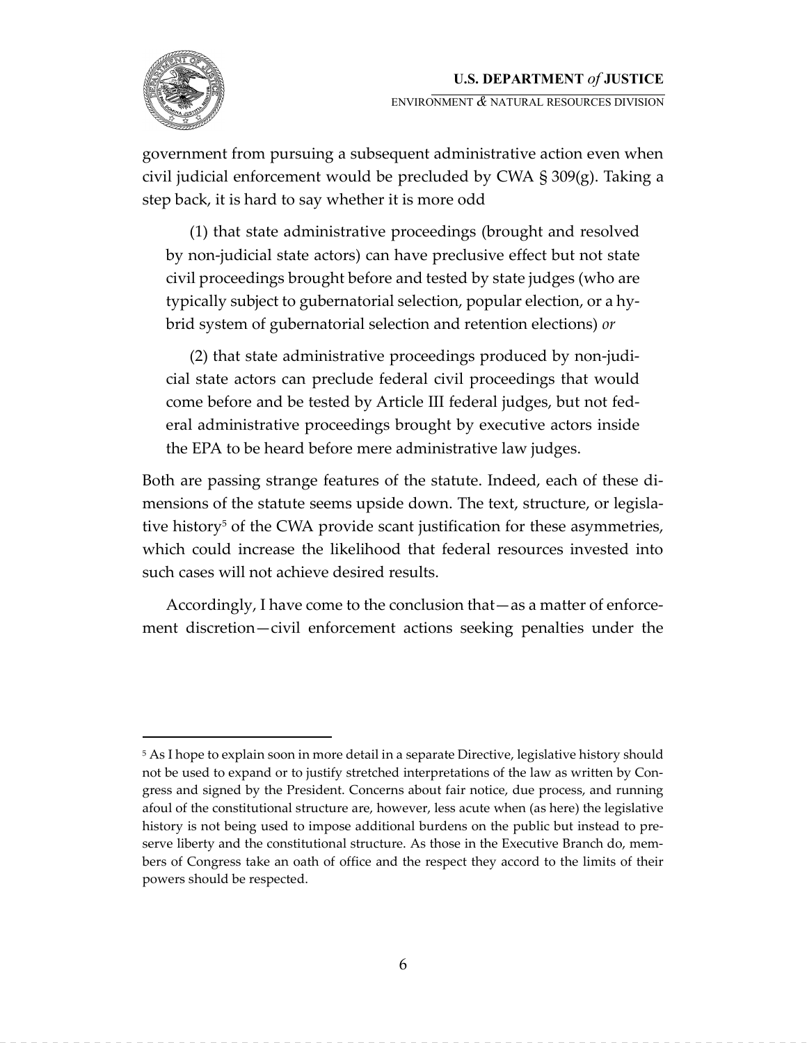government from pursuing a subsequent administrative action even when civil judicial enforcement would be precluded by CWA § 309(g). Taking a step back, it is hard to say whether it is more odd

> (1) that state administrative proceedings (brought and resolved by non-judicial state actors) can have preclusive effect but not state civil proceedings brought before and tested by state judges (who are typically subject to gubernatorial selection, popular election, or a hybrid system of gubernatorial selection and retention elections) *or*
>
> (2) that state administrative proceedings produced by non-judicial state actors can preclude federal civil proceedings that would come before and be tested by Article III federal judges, but not federal administrative proceedings brought by executive actors inside the EPA to be heard before mere administrative law judges.

Both are passing strange features of the statute. Indeed, each of these dimensions of the statute seems upside down. The text, structure, or legislative history[5] of the CWA provide scant justification for these asymmetries, which could increase the likelihood that federal resources invested into such cases will not achieve desired results.

Accordingly, I have come to the conclusion that—as a matter of enforcement discretion—civil enforcement actions seeking penalties under the

---

[5] As I hope to explain soon in more detail in a separate Directive, legislative history should not be used to expand or to justify stretched interpretations of the law as written by Congress and signed by the President. Concerns about fair notice, due process, and running afoul of the constitutional structure are, however, less acute when (as here) the legislative history is not being used to impose additional burdens on the public but instead to preserve liberty and the constitutional structure. As those in the Executive Branch do, members of Congress take an oath of office and the respect they accord to the limits of their powers should be respected.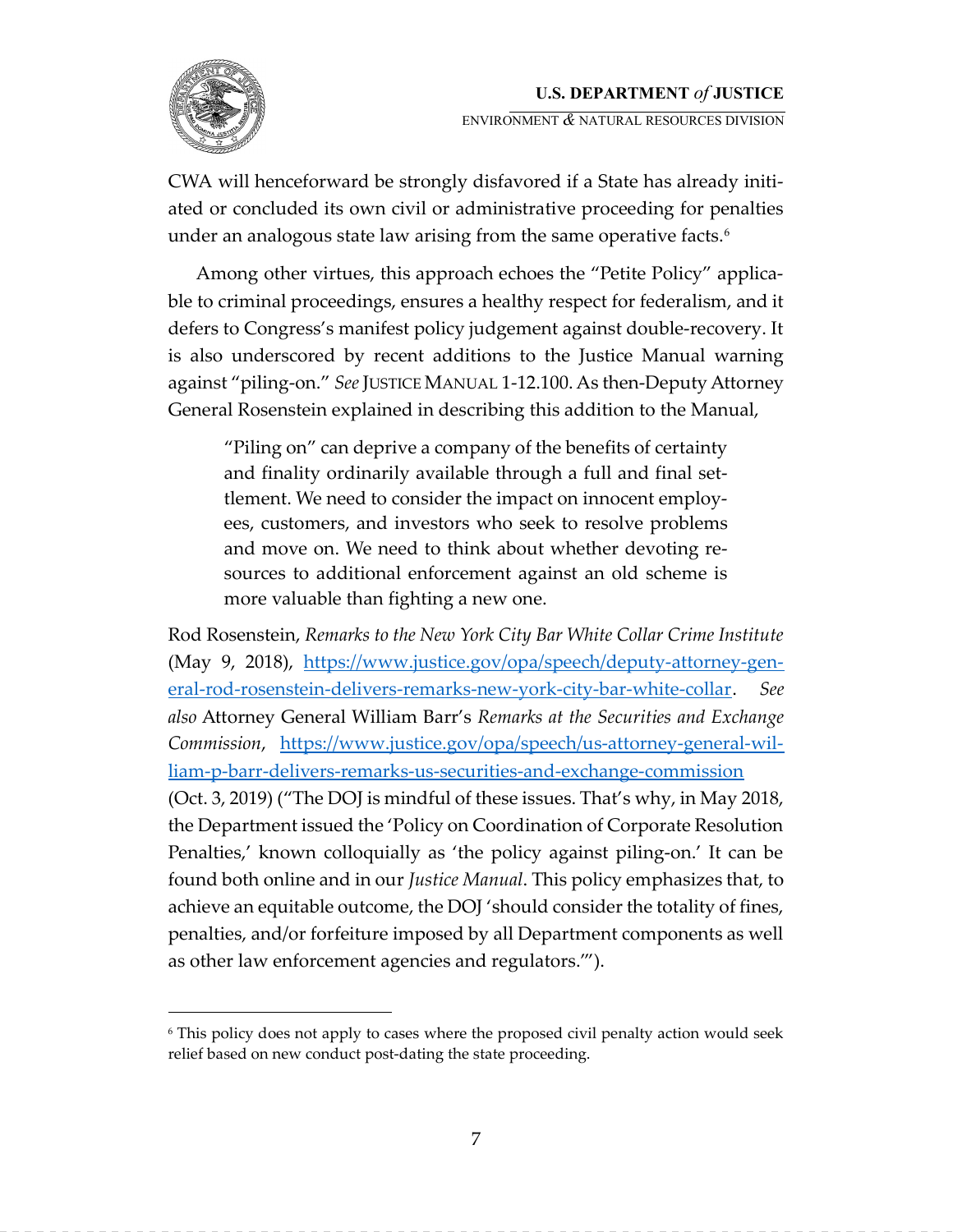CWA will henceforward be strongly disfavored if a State has already initiated or concluded its own civil or administrative proceeding for penalties under an analogous state law arising from the same operative facts.[6]

Among other virtues, this approach echoes the "Petite Policy" applicable to criminal proceedings, ensures a healthy respect for federalism, and it defers to Congress's manifest policy judgement against double-recovery. It is also underscored by recent additions to the Justice Manual warning against "piling-on." *See* JUSTICE MANUAL 1-12.100. As then-Deputy Attorney General Rosenstein explained in describing this addition to the Manual,

> "Piling on" can deprive a company of the benefits of certainty and finality ordinarily available through a full and final settlement. We need to consider the impact on innocent employees, customers, and investors who seek to resolve problems and move on. We need to think about whether devoting resources to additional enforcement against an old scheme is more valuable than fighting a new one.

Rod Rosenstein, *Remarks to the New York City Bar White Collar Crime Institute* (May 9, 2018), https://www.justice.gov/opa/speech/deputy-attorney-general-rod-rosenstein-delivers-remarks-new-york-city-bar-white-collar. *See also* Attorney General William Barr's *Remarks at the Securities and Exchange Commission*, https://www.justice.gov/opa/speech/us-attorney-general-william-p-barr-delivers-remarks-us-securities-and-exchange-commission (Oct. 3, 2019) ("The DOJ is mindful of these issues. That's why, in May 2018, the Department issued the 'Policy on Coordination of Corporate Resolution Penalties,' known colloquially as 'the policy against piling-on.' It can be found both online and in our *Justice Manual*. This policy emphasizes that, to achieve an equitable outcome, the DOJ 'should consider the totality of fines, penalties, and/or forfeiture imposed by all Department components as well as other law enforcement agencies and regulators.'").

---

[6] This policy does not apply to cases where the proposed civil penalty action would seek relief based on new conduct post-dating the state proceeding.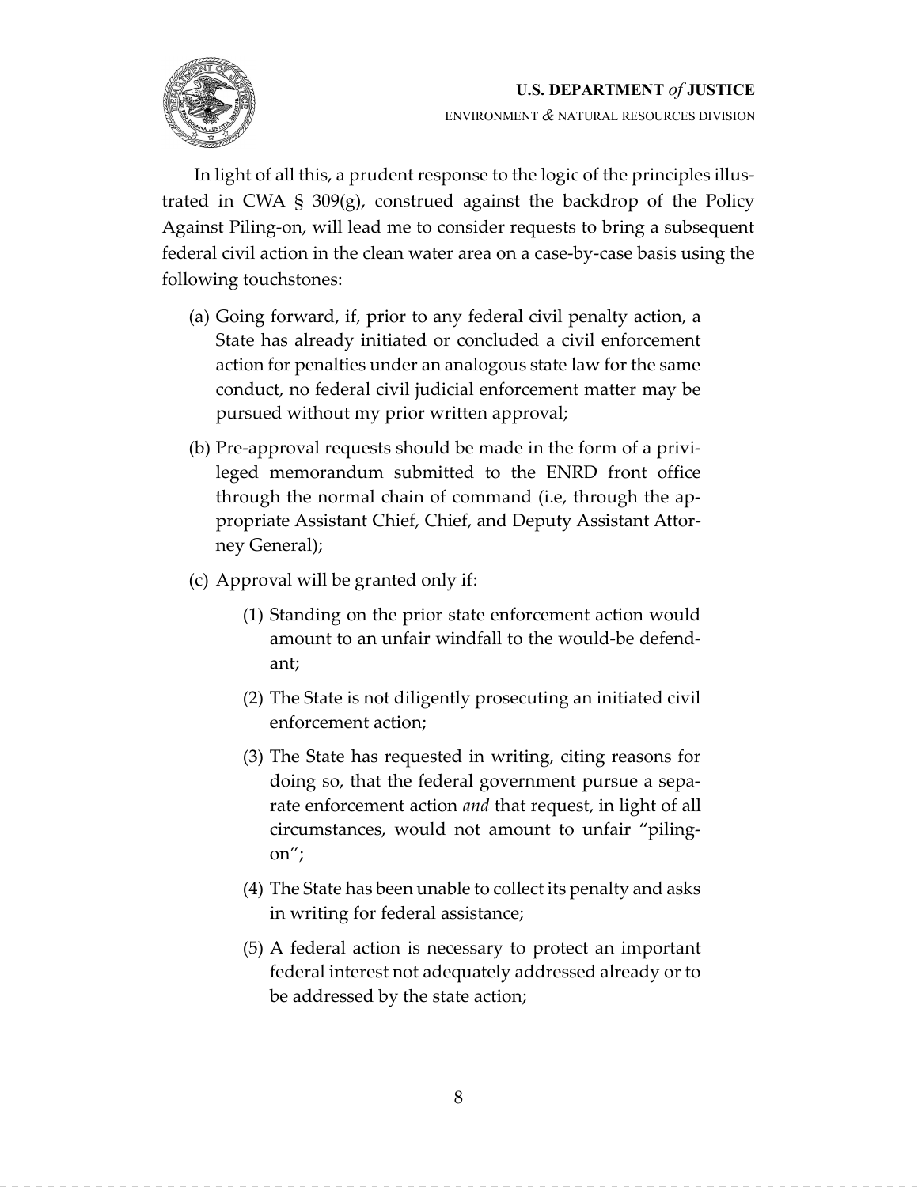In light of all this, a prudent response to the logic of the principles illustrated in CWA § 309(g), construed against the backdrop of the Policy Against Piling-on, will lead me to consider requests to bring a subsequent federal civil action in the clean water area on a case-by-case basis using the following touchstones:

(a) Going forward, if, prior to any federal civil penalty action, a State has already initiated or concluded a civil enforcement action for penalties under an analogous state law for the same conduct, no federal civil judicial enforcement matter may be pursued without my prior written approval;

(b) Pre-approval requests should be made in the form of a privileged memorandum submitted to the ENRD front office through the normal chain of command (i.e, through the appropriate Assistant Chief, Chief, and Deputy Assistant Attorney General);

(c) Approval will be granted only if:

   (1) Standing on the prior state enforcement action would amount to an unfair windfall to the would-be defendant;

   (2) The State is not diligently prosecuting an initiated civil enforcement action;

   (3) The State has requested in writing, citing reasons for doing so, that the federal government pursue a separate enforcement action *and* that request, in light of all circumstances, would not amount to unfair "piling-on";

   (4) The State has been unable to collect its penalty and asks in writing for federal assistance;

   (5) A federal action is necessary to protect an important federal interest not adequately addressed already or to be addressed by the state action;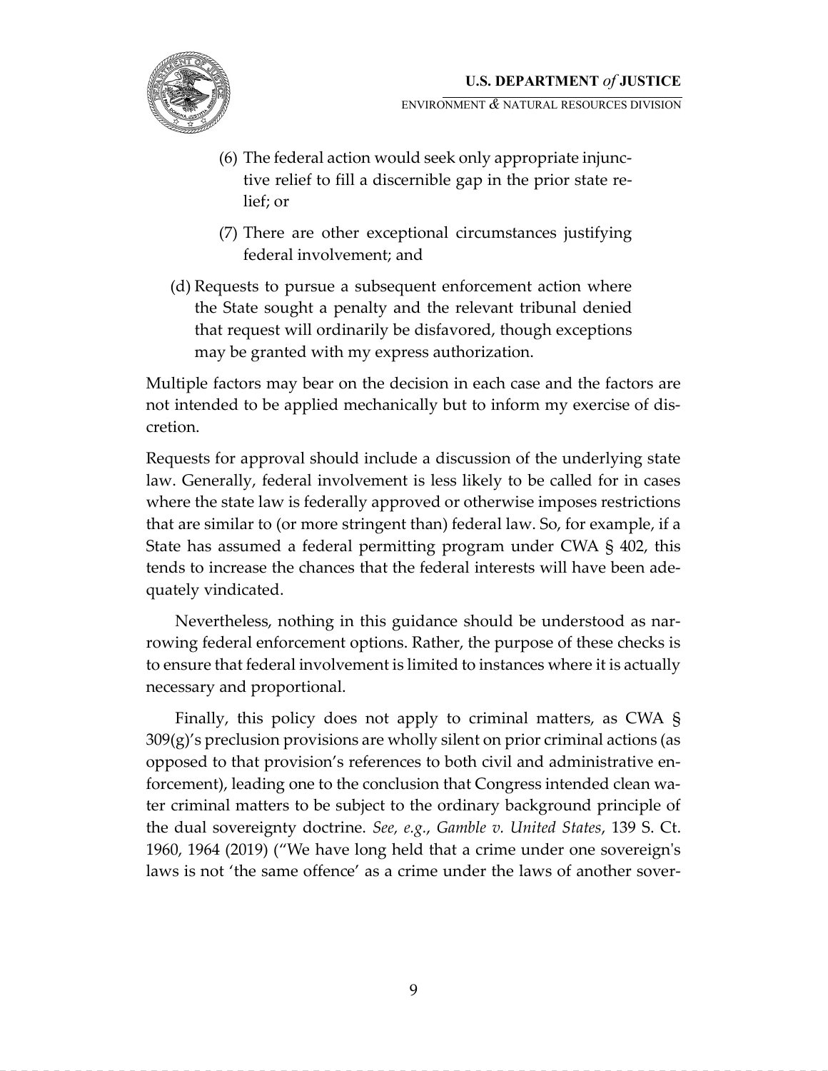(6) The federal action would seek only appropriate injunctive relief to fill a discernible gap in the prior state relief; or

(7) There are other exceptional circumstances justifying federal involvement; and

(d) Requests to pursue a subsequent enforcement action where the State sought a penalty and the relevant tribunal denied that request will ordinarily be disfavored, though exceptions may be granted with my express authorization.

Multiple factors may bear on the decision in each case and the factors are not intended to be applied mechanically but to inform my exercise of discretion.

Requests for approval should include a discussion of the underlying state law. Generally, federal involvement is less likely to be called for in cases where the state law is federally approved or otherwise imposes restrictions that are similar to (or more stringent than) federal law. So, for example, if a State has assumed a federal permitting program under CWA § 402, this tends to increase the chances that the federal interests will have been adequately vindicated.

Nevertheless, nothing in this guidance should be understood as narrowing federal enforcement options. Rather, the purpose of these checks is to ensure that federal involvement is limited to instances where it is actually necessary and proportional.

Finally, this policy does not apply to criminal matters, as CWA § 309(g)'s preclusion provisions are wholly silent on prior criminal actions (as opposed to that provision's references to both civil and administrative enforcement), leading one to the conclusion that Congress intended clean water criminal matters to be subject to the ordinary background principle of the dual sovereignty doctrine. *See, e.g.*, *Gamble v. United States*, 139 S. Ct. 1960, 1964 (2019) ("We have long held that a crime under one sovereign's laws is not 'the same offence' as a crime under the laws of another sover-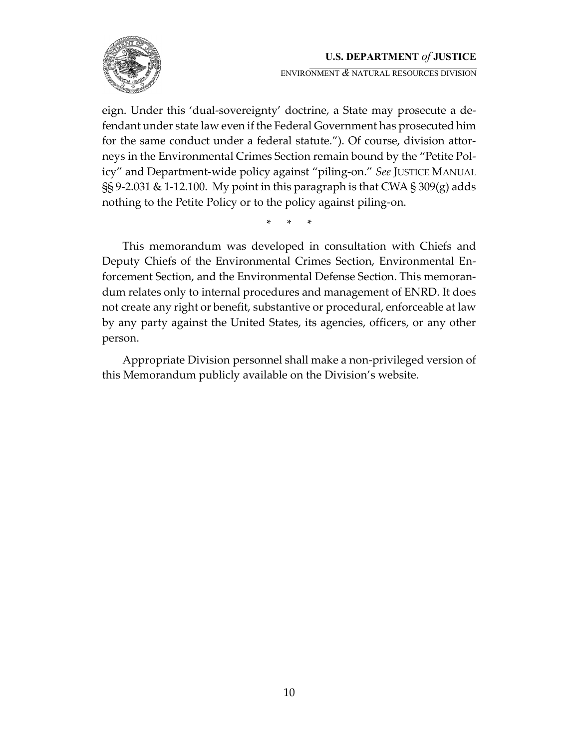eign. Under this 'dual-sovereignty' doctrine, a State may prosecute a defendant under state law even if the Federal Government has prosecuted him for the same conduct under a federal statute."). Of course, division attorneys in the Environmental Crimes Section remain bound by the "Petite Policy" and Department-wide policy against "piling-on." *See* JUSTICE MANUAL §§ 9-2.031 & 1-12.100. My point in this paragraph is that CWA § 309(g) adds nothing to the Petite Policy or to the policy against piling-on.

\* \* \*

This memorandum was developed in consultation with Chiefs and Deputy Chiefs of the Environmental Crimes Section, Environmental Enforcement Section, and the Environmental Defense Section. This memorandum relates only to internal procedures and management of ENRD. It does not create any right or benefit, substantive or procedural, enforceable at law by any party against the United States, its agencies, officers, or any other person.

Appropriate Division personnel shall make a non-privileged version of this Memorandum publicly available on the Division's website.